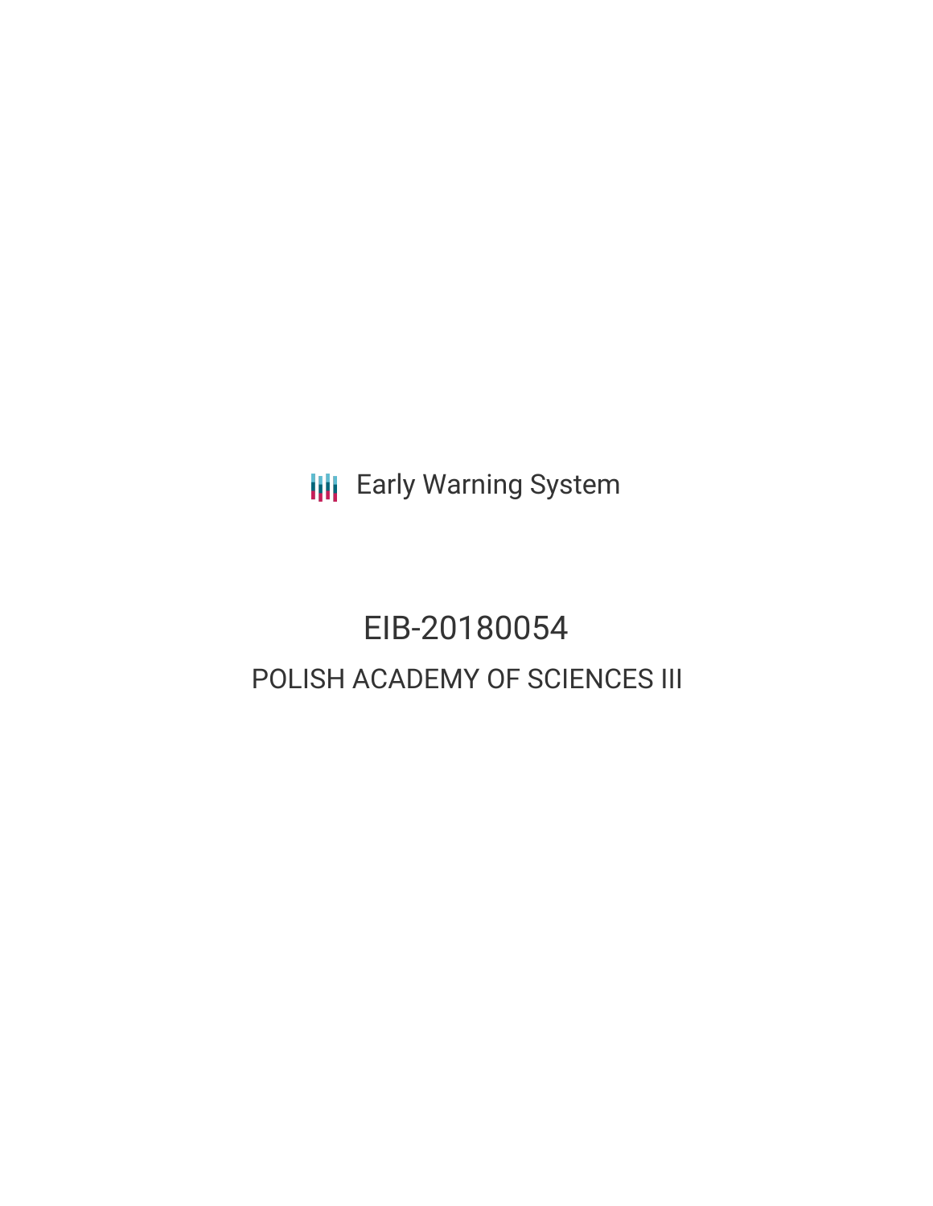Early Warning System

# EIB-20180054

## POLISH ACADEMY OF SCIENCES III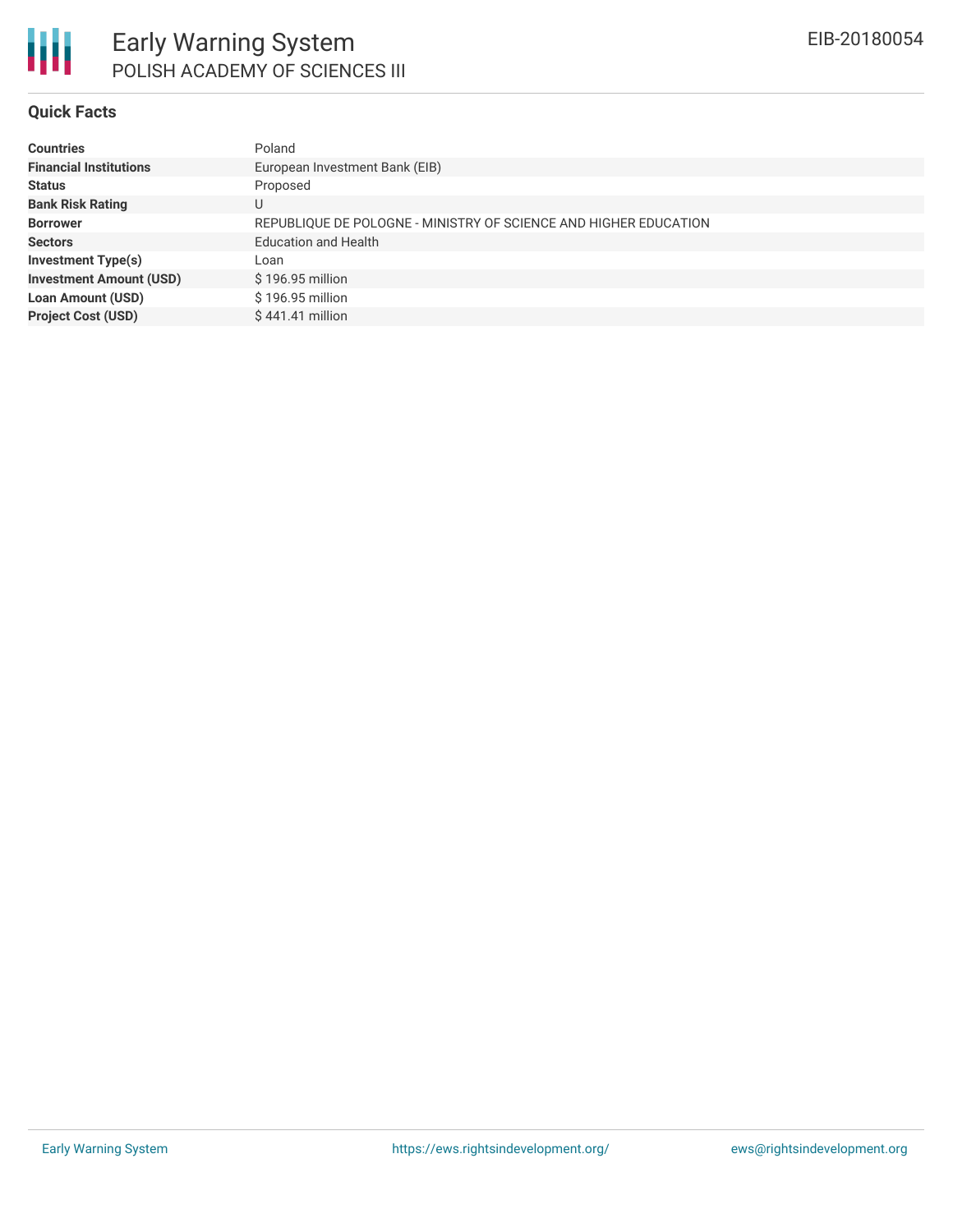# Early Warning System

## POLISH ACADEMY OF SCIENCES III

EIB-20180054

### Quick Facts

| | |
|---|---|
| **Countries** | Poland |
| **Financial Institutions** | European Investment Bank (EIB) |
| **Status** | Proposed |
| **Bank Risk Rating** | U |
| **Borrower** | REPUBLIQUE DE POLOGNE - MINISTRY OF SCIENCE AND HIGHER EDUCATION |
| **Sectors** | Education and Health |
| **Investment Type(s)** | Loan |
| **Investment Amount (USD)** | $ 196.95 million |
| **Loan Amount (USD)** | $ 196.95 million |
| **Project Cost (USD)** | $ 441.41 million |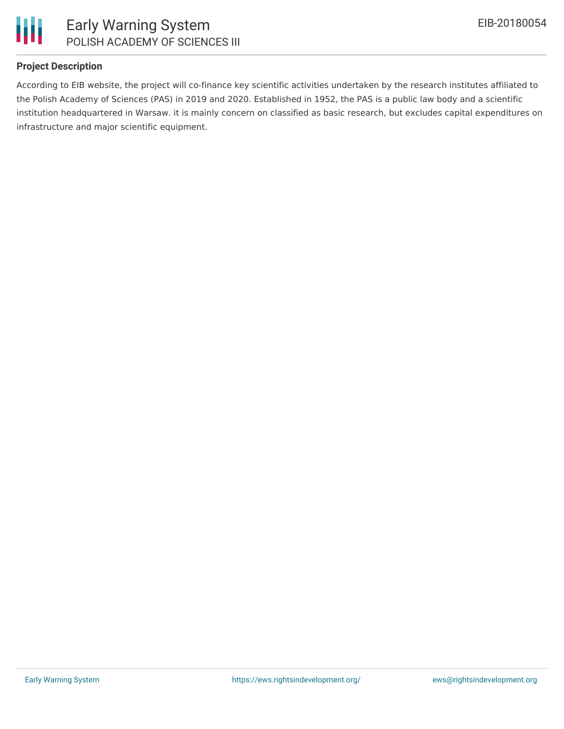### Project Description

According to EIB website, the project will co-finance key scientific activities undertaken by the research institutes affiliated to the Polish Academy of Sciences (PAS) in 2019 and 2020. Established in 1952, the PAS is a public law body and a scientific institution headquartered in Warsaw. it is mainly concern on classified as basic research, but excludes capital expenditures on infrastructure and major scientific equipment.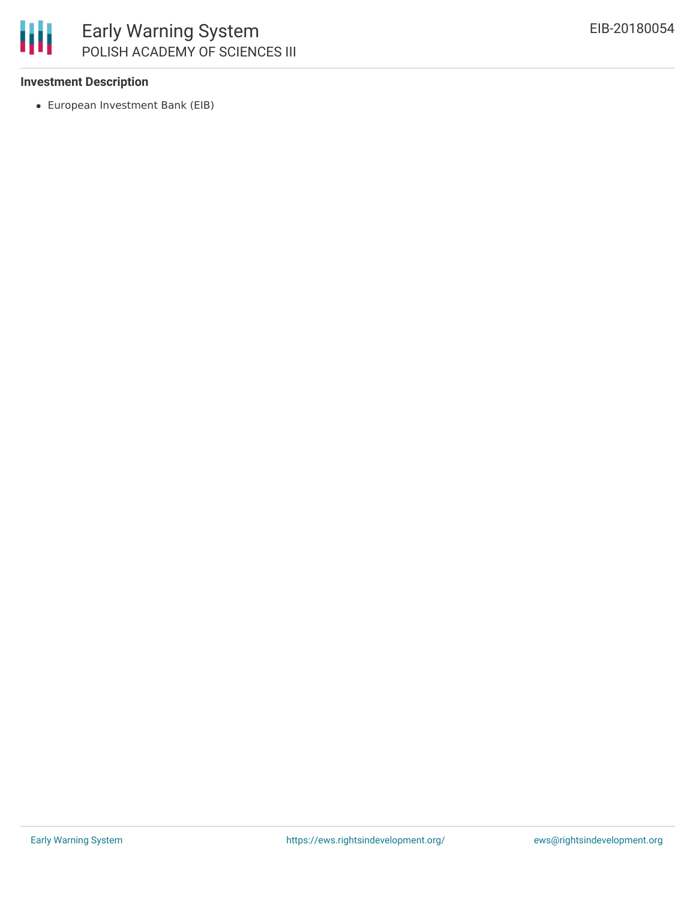### Investment Description

- European Investment Bank (EIB)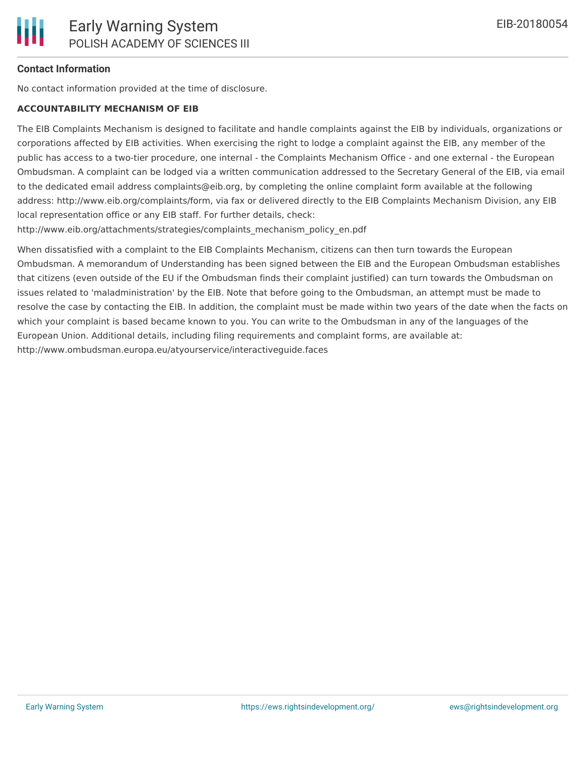**Contact Information**

No contact information provided at the time of disclosure.

**ACCOUNTABILITY MECHANISM OF EIB**

The EIB Complaints Mechanism is designed to facilitate and handle complaints against the EIB by individuals, organizations or corporations affected by EIB activities. When exercising the right to lodge a complaint against the EIB, any member of the public has access to a two-tier procedure, one internal - the Complaints Mechanism Office - and one external - the European Ombudsman. A complaint can be lodged via a written communication addressed to the Secretary General of the EIB, via email to the dedicated email address complaints@eib.org, by completing the online complaint form available at the following address: http://www.eib.org/complaints/form, via fax or delivered directly to the EIB Complaints Mechanism Division, any EIB local representation office or any EIB staff. For further details, check: http://www.eib.org/attachments/strategies/complaints_mechanism_policy_en.pdf

When dissatisfied with a complaint to the EIB Complaints Mechanism, citizens can then turn towards the European Ombudsman. A memorandum of Understanding has been signed between the EIB and the European Ombudsman establishes that citizens (even outside of the EU if the Ombudsman finds their complaint justified) can turn towards the Ombudsman on issues related to 'maladministration' by the EIB. Note that before going to the Ombudsman, an attempt must be made to resolve the case by contacting the EIB. In addition, the complaint must be made within two years of the date when the facts on which your complaint is based became known to you. You can write to the Ombudsman in any of the languages of the European Union. Additional details, including filing requirements and complaint forms, are available at: http://www.ombudsman.europa.eu/atyourservice/interactiveguide.faces